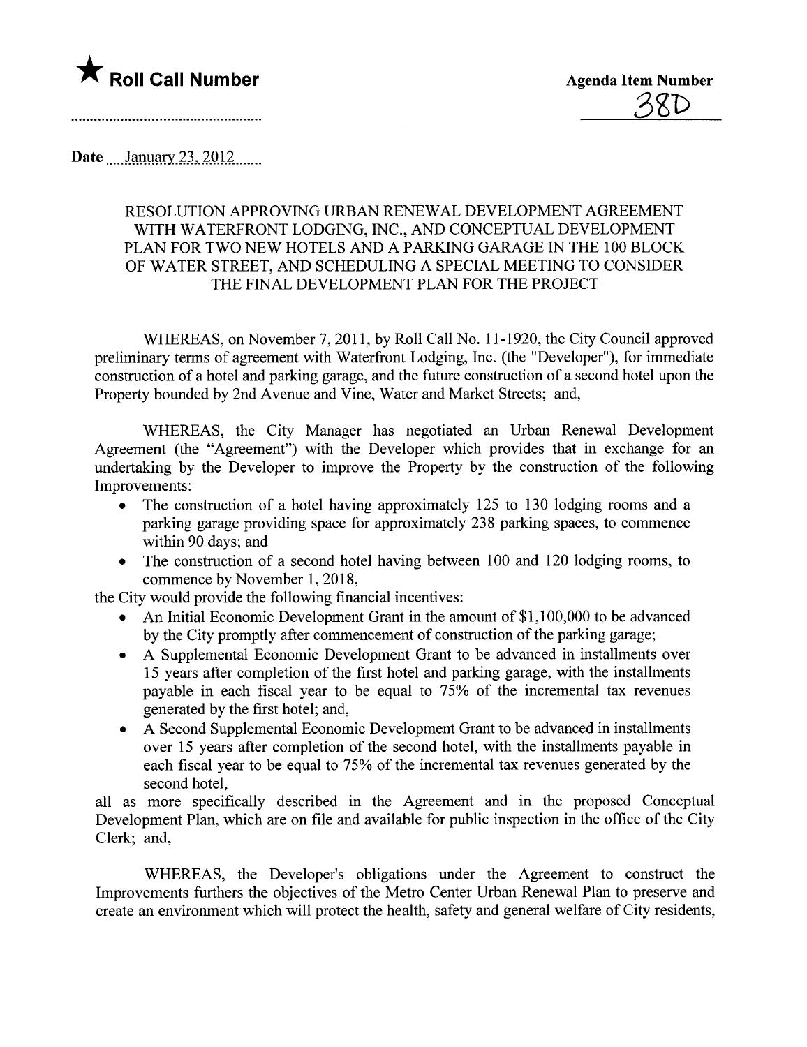★ **Roll Call Number**

**Agenda Item Number**

38D

Date January 23, 2012

RESOLUTION APPROVING URBAN RENEWAL DEVELOPMENT AGREEMENT WITH WATERFRONT LODGING, INC., AND CONCEPTUAL DEVELOPMENT PLAN FOR TWO NEW HOTELS AND A PARKING GARAGE IN THE 100 BLOCK OF WATER STREET, AND SCHEDULING A SPECIAL MEETING TO CONSIDER THE FINAL DEVELOPMENT PLAN FOR THE PROJECT

WHEREAS, on November 7, 2011, by Roll Call No. 11-1920, the City Council approved preliminary terms of agreement with Waterfront Lodging, Inc. (the "Developer"), for immediate construction of a hotel and parking garage, and the future construction of a second hotel upon the Property bounded by 2nd Avenue and Vine, Water and Market Streets; and,

WHEREAS, the City Manager has negotiated an Urban Renewal Development Agreement (the "Agreement") with the Developer which provides that in exchange for an undertaking by the Developer to improve the Property by the construction of the following Improvements:

- The construction of a hotel having approximately 125 to 130 lodging rooms and a parking garage providing space for approximately 238 parking spaces, to commence within 90 days; and
- The construction of a second hotel having between 100 and 120 lodging rooms, to commence by November 1, 2018,

the City would provide the following financial incentives:

- An Initial Economic Development Grant in the amount of $1,100,000 to be advanced by the City promptly after commencement of construction of the parking garage;
- A Supplemental Economic Development Grant to be advanced in installments over 15 years after completion of the first hotel and parking garage, with the installments payable in each fiscal year to be equal to 75% of the incremental tax revenues generated by the first hotel; and,
- A Second Supplemental Economic Development Grant to be advanced in installments over 15 years after completion of the second hotel, with the installments payable in each fiscal year to be equal to 75% of the incremental tax revenues generated by the second hotel,

all as more specifically described in the Agreement and in the proposed Conceptual Development Plan, which are on file and available for public inspection in the office of the City Clerk; and,

WHEREAS, the Developer's obligations under the Agreement to construct the Improvements furthers the objectives of the Metro Center Urban Renewal Plan to preserve and create an environment which will protect the health, safety and general welfare of City residents,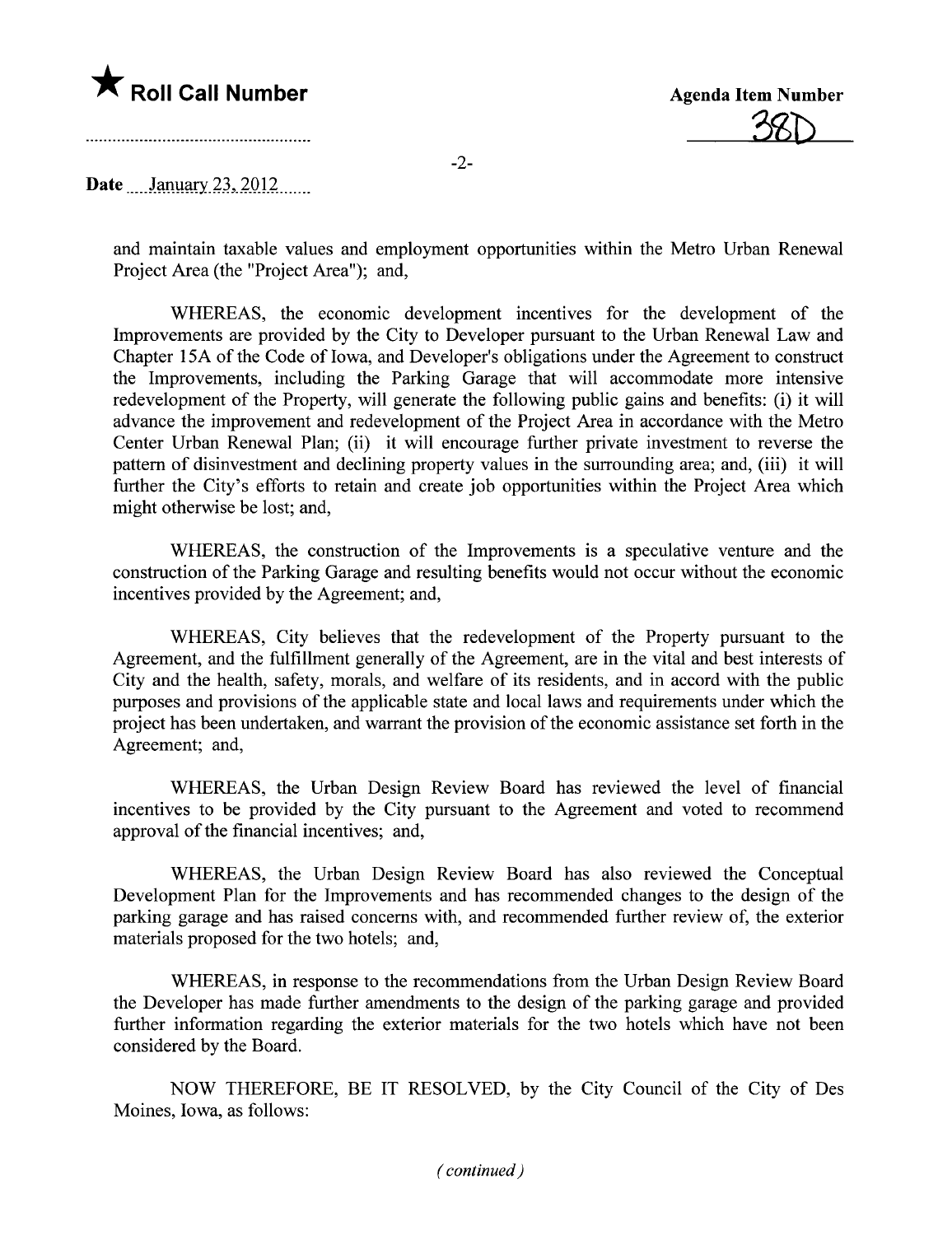★ **Roll Call Number**

**Agenda Item Number**

38D

**Date** January 23, 2012

and maintain taxable values and employment opportunities within the Metro Urban Renewal Project Area (the "Project Area"); and,

WHEREAS, the economic development incentives for the development of the Improvements are provided by the City to Developer pursuant to the Urban Renewal Law and Chapter 15A of the Code of Iowa, and Developer's obligations under the Agreement to construct the Improvements, including the Parking Garage that will accommodate more intensive redevelopment of the Property, will generate the following public gains and benefits: (i) it will advance the improvement and redevelopment of the Project Area in accordance with the Metro Center Urban Renewal Plan; (ii) it will encourage further private investment to reverse the pattern of disinvestment and declining property values in the surrounding area; and, (iii) it will further the City's efforts to retain and create job opportunities within the Project Area which might otherwise be lost; and,

WHEREAS, the construction of the Improvements is a speculative venture and the construction of the Parking Garage and resulting benefits would not occur without the economic incentives provided by the Agreement; and,

WHEREAS, City believes that the redevelopment of the Property pursuant to the Agreement, and the fulfillment generally of the Agreement, are in the vital and best interests of City and the health, safety, morals, and welfare of its residents, and in accord with the public purposes and provisions of the applicable state and local laws and requirements under which the project has been undertaken, and warrant the provision of the economic assistance set forth in the Agreement; and,

WHEREAS, the Urban Design Review Board has reviewed the level of financial incentives to be provided by the City pursuant to the Agreement and voted to recommend approval of the financial incentives; and,

WHEREAS, the Urban Design Review Board has also reviewed the Conceptual Development Plan for the Improvements and has recommended changes to the design of the parking garage and has raised concerns with, and recommended further review of, the exterior materials proposed for the two hotels; and,

WHEREAS, in response to the recommendations from the Urban Design Review Board the Developer has made further amendments to the design of the parking garage and provided further information regarding the exterior materials for the two hotels which have not been considered by the Board.

NOW THEREFORE, BE IT RESOLVED, by the City Council of the City of Des Moines, Iowa, as follows:

*(continued)*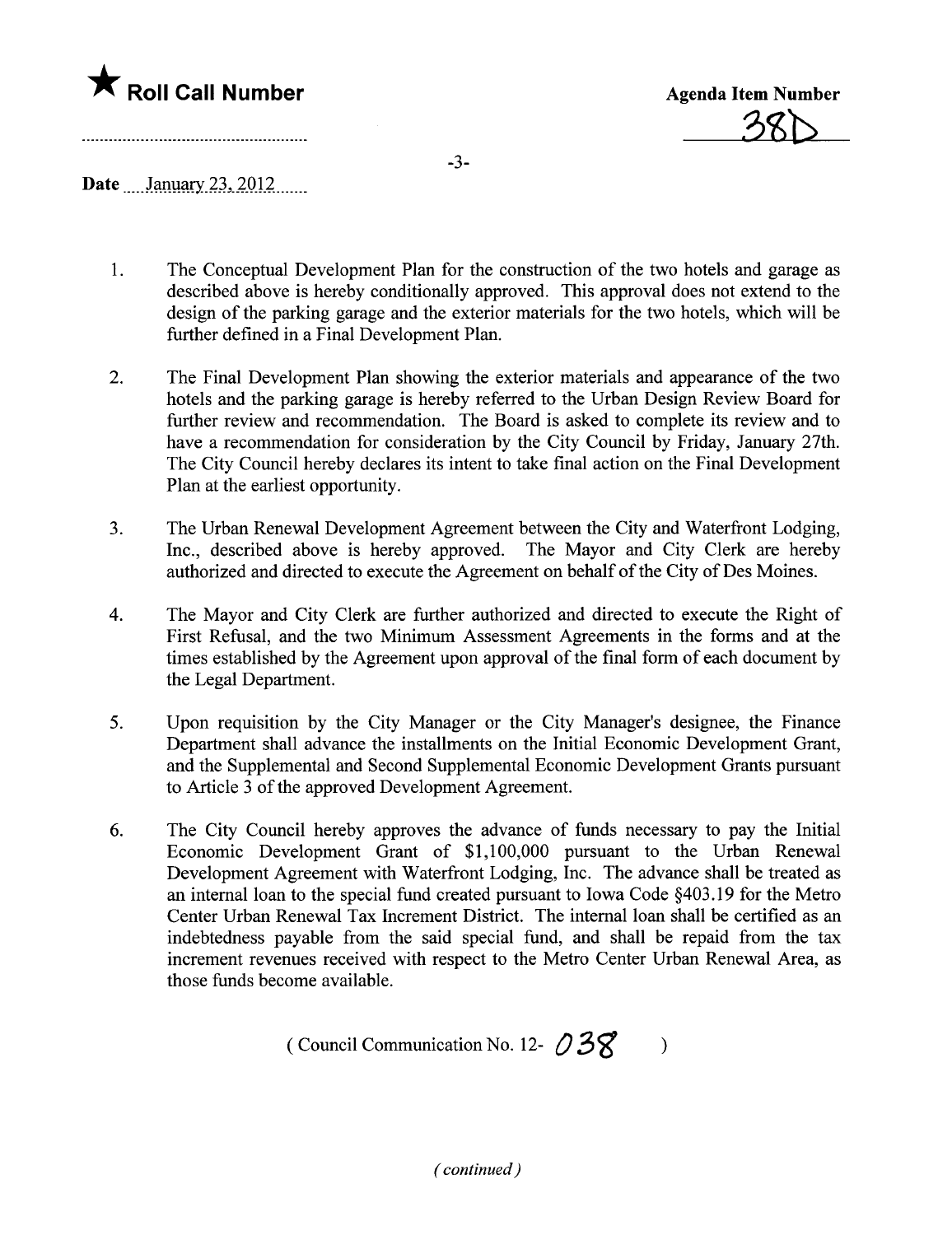★ **Roll Call Number**

**Agenda Item Number**

38D

**Date** January 23, 2012

1. The Conceptual Development Plan for the construction of the two hotels and garage as described above is hereby conditionally approved. This approval does not extend to the design of the parking garage and the exterior materials for the two hotels, which will be further defined in a Final Development Plan.

2. The Final Development Plan showing the exterior materials and appearance of the two hotels and the parking garage is hereby referred to the Urban Design Review Board for further review and recommendation. The Board is asked to complete its review and to have a recommendation for consideration by the City Council by Friday, January 27th. The City Council hereby declares its intent to take final action on the Final Development Plan at the earliest opportunity.

3. The Urban Renewal Development Agreement between the City and Waterfront Lodging, Inc., described above is hereby approved. The Mayor and City Clerk are hereby authorized and directed to execute the Agreement on behalf of the City of Des Moines.

4. The Mayor and City Clerk are further authorized and directed to execute the Right of First Refusal, and the two Minimum Assessment Agreements in the forms and at the times established by the Agreement upon approval of the final form of each document by the Legal Department.

5. Upon requisition by the City Manager or the City Manager's designee, the Finance Department shall advance the installments on the Initial Economic Development Grant, and the Supplemental and Second Supplemental Economic Development Grants pursuant to Article 3 of the approved Development Agreement.

6. The City Council hereby approves the advance of funds necessary to pay the Initial Economic Development Grant of $1,100,000 pursuant to the Urban Renewal Development Agreement with Waterfront Lodging, Inc. The advance shall be treated as an internal loan to the special fund created pursuant to Iowa Code §403.19 for the Metro Center Urban Renewal Tax Increment District. The internal loan shall be certified as an indebtedness payable from the said special fund, and shall be repaid from the tax increment revenues received with respect to the Metro Center Urban Renewal Area, as those funds become available.

( Council Communication No. 12- 038 )

*( continued )*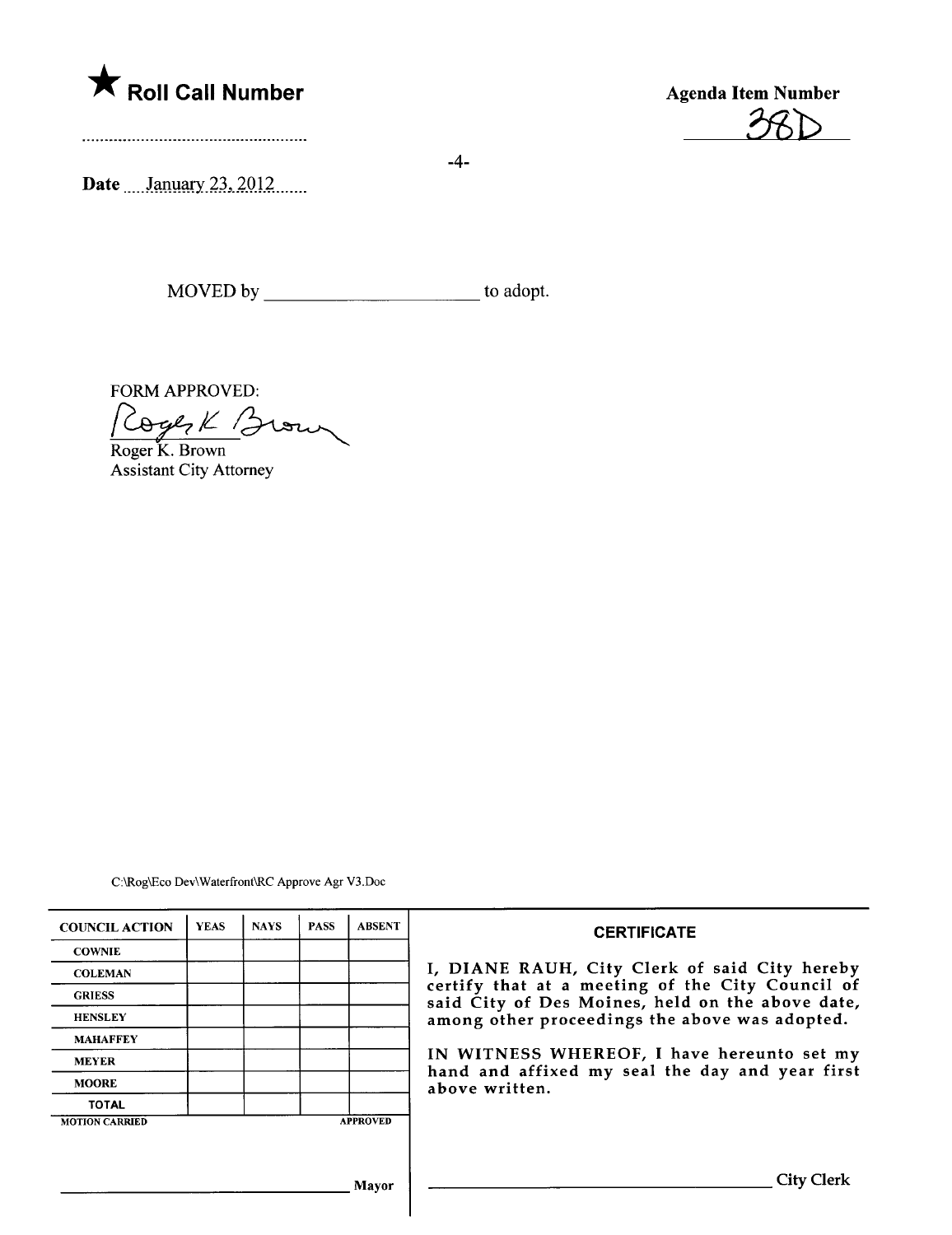★ **Roll Call Number**

..................................................

**Agenda Item Number**

38D

**Date** ....January 23, 2012.......

MOVED by ______________________ to adopt.

FORM APPROVED:

Roger K. Brown

Roger K. Brown
Assistant City Attorney

C:\Rog\Eco Dev\Waterfront\RC Approve Agr V3.Doc

| COUNCIL ACTION | YEAS | NAYS | PASS | ABSENT |
|---|---|---|---|---|
| COWNIE | | | | |
| COLEMAN | | | | |
| GRIESS | | | | |
| HENSLEY | | | | |
| MAHAFFEY | | | | |
| MEYER | | | | |
| MOORE | | | | |
| TOTAL | | | | |
| MOTION CARRIED | | | | APPROVED |

______________________________ Mayor

**CERTIFICATE**

I, DIANE RAUH, City Clerk of said City hereby certify that at a meeting of the City Council of said City of Des Moines, held on the above date, among other proceedings the above was adopted.

IN WITNESS WHEREOF, I have hereunto set my hand and affixed my seal the day and year first above written.

______________________________ City Clerk